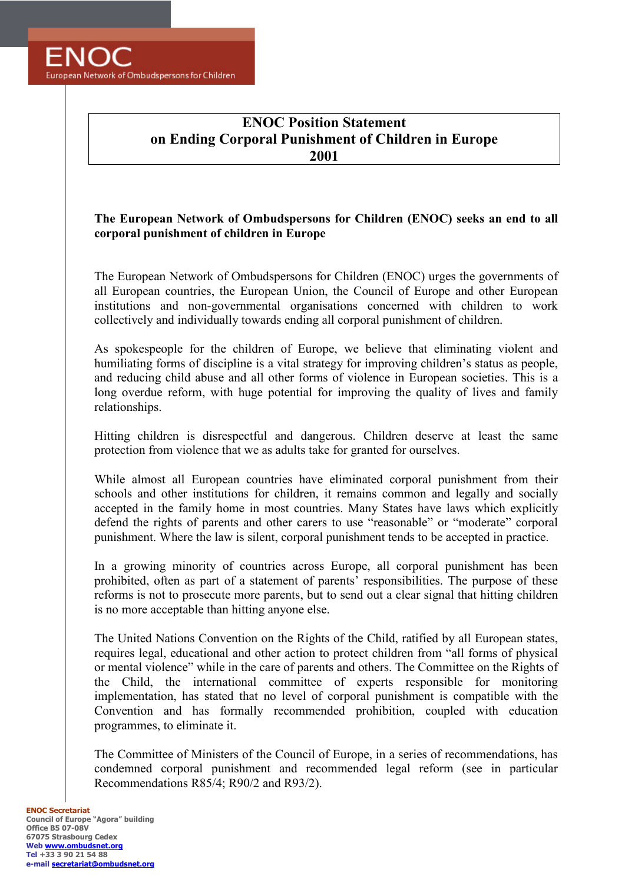ENOC

European Network of Ombudspersons for Children

# ENOC Position Statement on Ending Corporal Punishment of Children in Europe 2001

**The European Network of Ombudspersons for Children (ENOC) seeks an end to all corporal punishment of children in Europe**

The European Network of Ombudspersons for Children (ENOC) urges the governments of all European countries, the European Union, the Council of Europe and other European institutions and non-governmental organisations concerned with children to work collectively and individually towards ending all corporal punishment of children.

As spokespeople for the children of Europe, we believe that eliminating violent and humiliating forms of discipline is a vital strategy for improving children's status as people, and reducing child abuse and all other forms of violence in European societies. This is a long overdue reform, with huge potential for improving the quality of lives and family relationships.

Hitting children is disrespectful and dangerous. Children deserve at least the same protection from violence that we as adults take for granted for ourselves.

While almost all European countries have eliminated corporal punishment from their schools and other institutions for children, it remains common and legally and socially accepted in the family home in most countries. Many States have laws which explicitly defend the rights of parents and other carers to use "reasonable" or "moderate" corporal punishment. Where the law is silent, corporal punishment tends to be accepted in practice.

In a growing minority of countries across Europe, all corporal punishment has been prohibited, often as part of a statement of parents' responsibilities. The purpose of these reforms is not to prosecute more parents, but to send out a clear signal that hitting children is no more acceptable than hitting anyone else.

The United Nations Convention on the Rights of the Child, ratified by all European states, requires legal, educational and other action to protect children from "all forms of physical or mental violence" while in the care of parents and others. The Committee on the Rights of the Child, the international committee of experts responsible for monitoring implementation, has stated that no level of corporal punishment is compatible with the Convention and has formally recommended prohibition, coupled with education programmes, to eliminate it.

The Committee of Ministers of the Council of Europe, in a series of recommendations, has condemned corporal punishment and recommended legal reform (see in particular Recommendations R85/4; R90/2 and R93/2).

**ENOC Secretariat**
Council of Europe "Agora" building
Office B5 07-08V
67075 Strasbourg Cedex
Web www.ombudsnet.org
Tel +33 3 90 21 54 88
e-mail secretariat@ombudsnet.org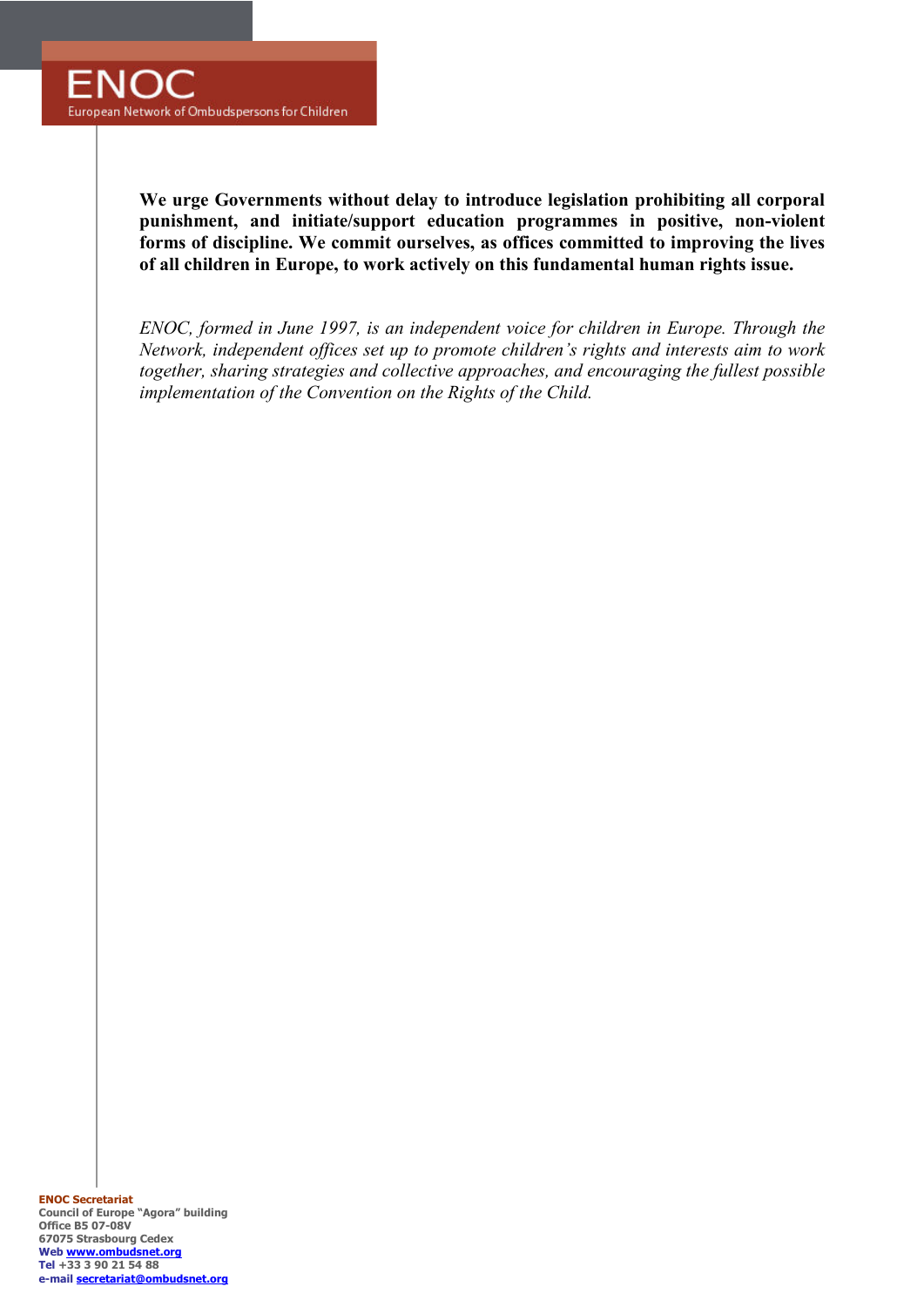**We urge Governments without delay to introduce legislation prohibiting all corporal punishment, and initiate/support education programmes in positive, non-violent forms of discipline. We commit ourselves, as offices committed to improving the lives of all children in Europe, to work actively on this fundamental human rights issue.**

*ENOC, formed in June 1997, is an independent voice for children in Europe. Through the Network, independent offices set up to promote children's rights and interests aim to work together, sharing strategies and collective approaches, and encouraging the fullest possible implementation of the Convention on the Rights of the Child.*

**ENOC Secretariat**
**Council of Europe "Agora" building**
**Office B5 07-08V**
**67075 Strasbourg Cedex**
**Web [www.ombudsnet.org](http://www.ombudsnet.org)**
**Tel +33 3 90 21 54 88**
**e-mail [secretariat@ombudsnet.org](mailto:secretariat@ombudsnet.org)**